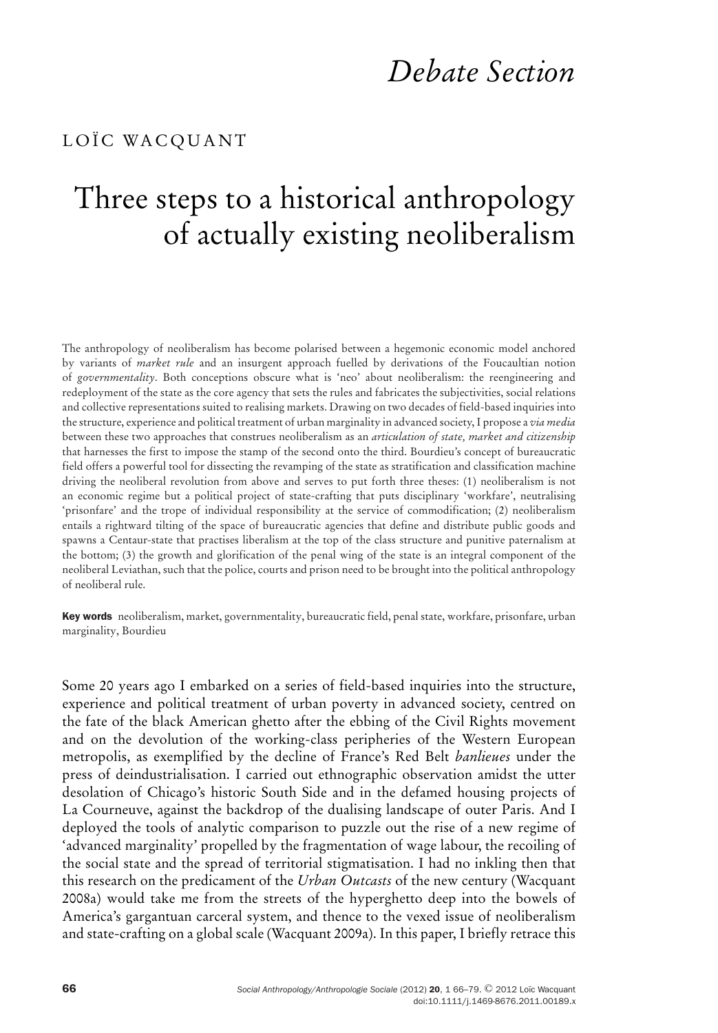*Debate Section*

LOÏC WACQUANT

# Three steps to a historical anthropology of actually existing neoliberalism

The anthropology of neoliberalism has become polarised between a hegemonic economic model anchored by variants of *market rule* and an insurgent approach fuelled by derivations of the Foucaultian notion of *governmentality*. Both conceptions obscure what is 'neo' about neoliberalism: the reengineering and redeployment of the state as the core agency that sets the rules and fabricates the subjectivities, social relations and collective representations suited to realising markets. Drawing on two decades of field-based inquiries into the structure, experience and political treatment of urban marginality in advanced society, I propose a *via media* between these two approaches that construes neoliberalism as an *articulation of state, market and citizenship* that harnesses the first to impose the stamp of the second onto the third. Bourdieu's concept of bureaucratic field offers a powerful tool for dissecting the revamping of the state as stratification and classification machine driving the neoliberal revolution from above and serves to put forth three theses: (1) neoliberalism is not an economic regime but a political project of state-crafting that puts disciplinary 'workfare', neutralising 'prisonfare' and the trope of individual responsibility at the service of commodification; (2) neoliberalism entails a rightward tilting of the space of bureaucratic agencies that define and distribute public goods and spawns a Centaur-state that practises liberalism at the top of the class structure and punitive paternalism at the bottom; (3) the growth and glorification of the penal wing of the state is an integral component of the neoliberal Leviathan, such that the police, courts and prison need to be brought into the political anthropology of neoliberal rule.

**Key words** neoliberalism, market, governmentality, bureaucratic field, penal state, workfare, prisonfare, urban marginality, Bourdieu

Some 20 years ago I embarked on a series of field-based inquiries into the structure, experience and political treatment of urban poverty in advanced society, centred on the fate of the black American ghetto after the ebbing of the Civil Rights movement and on the devolution of the working-class peripheries of the Western European metropolis, as exemplified by the decline of France's Red Belt *banlieues* under the press of deindustrialisation. I carried out ethnographic observation amidst the utter desolation of Chicago's historic South Side and in the defamed housing projects of La Courneuve, against the backdrop of the dualising landscape of outer Paris. And I deployed the tools of analytic comparison to puzzle out the rise of a new regime of 'advanced marginality' propelled by the fragmentation of wage labour, the recoiling of the social state and the spread of territorial stigmatisation. I had no inkling then that this research on the predicament of the *Urban Outcasts* of the new century (Wacquant 2008a) would take me from the streets of the hyperghetto deep into the bowels of America's gargantuan carceral system, and thence to the vexed issue of neoliberalism and state-crafting on a global scale (Wacquant 2009a). In this paper, I briefly retrace this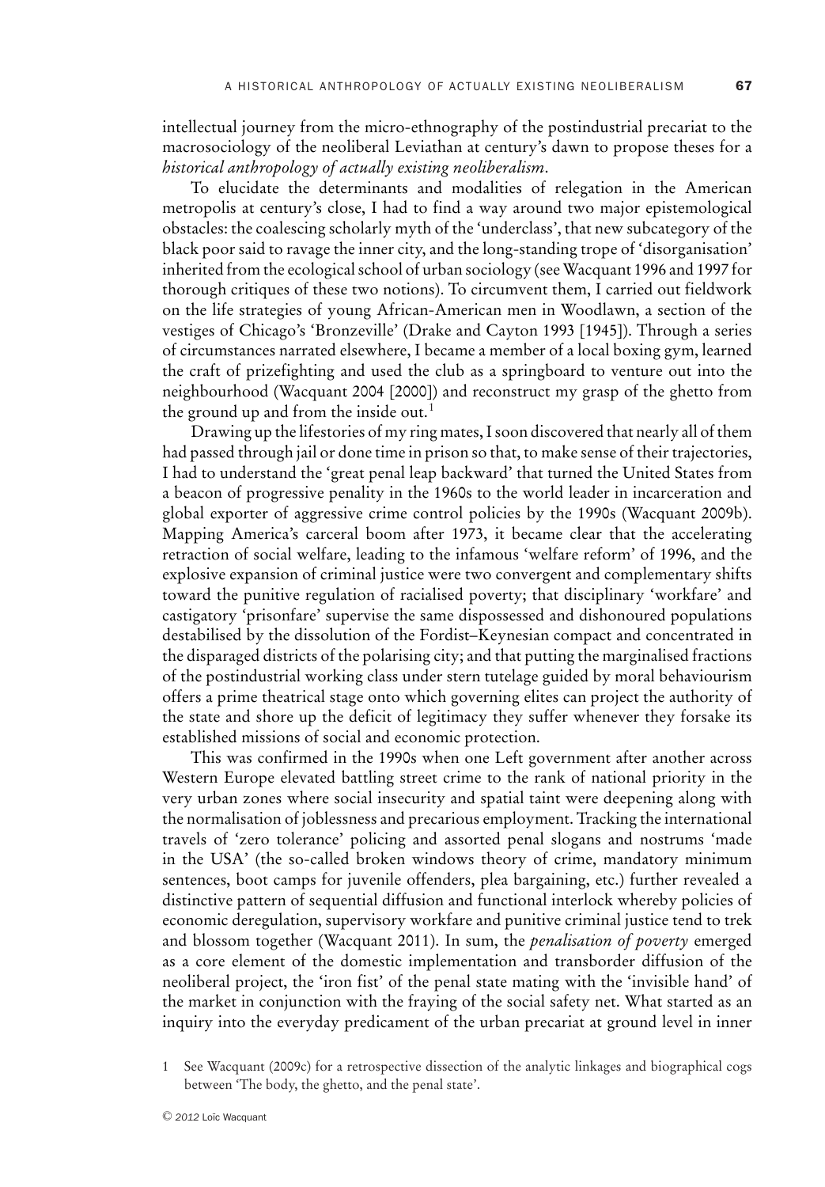intellectual journey from the micro-ethnography of the postindustrial precariat to the macrosociology of the neoliberal Leviathan at century's dawn to propose theses for a *historical anthropology of actually existing neoliberalism*.

To elucidate the determinants and modalities of relegation in the American metropolis at century's close, I had to find a way around two major epistemological obstacles: the coalescing scholarly myth of the 'underclass', that new subcategory of the black poor said to ravage the inner city, and the long-standing trope of 'disorganisation' inherited from the ecological school of urban sociology (see Wacquant 1996 and 1997 for thorough critiques of these two notions). To circumvent them, I carried out fieldwork on the life strategies of young African-American men in Woodlawn, a section of the vestiges of Chicago's 'Bronzeville' (Drake and Cayton 1993 [1945]). Through a series of circumstances narrated elsewhere, I became a member of a local boxing gym, learned the craft of prizefighting and used the club as a springboard to venture out into the neighbourhood (Wacquant 2004 [2000]) and reconstruct my grasp of the ghetto from the ground up and from the inside out.[1]

Drawing up the lifestories of my ring mates, I soon discovered that nearly all of them had passed through jail or done time in prison so that, to make sense of their trajectories, I had to understand the 'great penal leap backward' that turned the United States from a beacon of progressive penality in the 1960s to the world leader in incarceration and global exporter of aggressive crime control policies by the 1990s (Wacquant 2009b). Mapping America's carceral boom after 1973, it became clear that the accelerating retraction of social welfare, leading to the infamous 'welfare reform' of 1996, and the explosive expansion of criminal justice were two convergent and complementary shifts toward the punitive regulation of racialised poverty; that disciplinary 'workfare' and castigatory 'prisonfare' supervise the same dispossessed and dishonoured populations destabilised by the dissolution of the Fordist–Keynesian compact and concentrated in the disparaged districts of the polarising city; and that putting the marginalised fractions of the postindustrial working class under stern tutelage guided by moral behaviourism offers a prime theatrical stage onto which governing elites can project the authority of the state and shore up the deficit of legitimacy they suffer whenever they forsake its established missions of social and economic protection.

This was confirmed in the 1990s when one Left government after another across Western Europe elevated battling street crime to the rank of national priority in the very urban zones where social insecurity and spatial taint were deepening along with the normalisation of joblessness and precarious employment. Tracking the international travels of 'zero tolerance' policing and assorted penal slogans and nostrums 'made in the USA' (the so-called broken windows theory of crime, mandatory minimum sentences, boot camps for juvenile offenders, plea bargaining, etc.) further revealed a distinctive pattern of sequential diffusion and functional interlock whereby policies of economic deregulation, supervisory workfare and punitive criminal justice tend to trek and blossom together (Wacquant 2011). In sum, the *penalisation of poverty* emerged as a core element of the domestic implementation and transborder diffusion of the neoliberal project, the 'iron fist' of the penal state mating with the 'invisible hand' of the market in conjunction with the fraying of the social safety net. What started as an inquiry into the everyday predicament of the urban precariat at ground level in inner

1 See Wacquant (2009c) for a retrospective dissection of the analytic linkages and biographical cogs between 'The body, the ghetto, and the penal state'.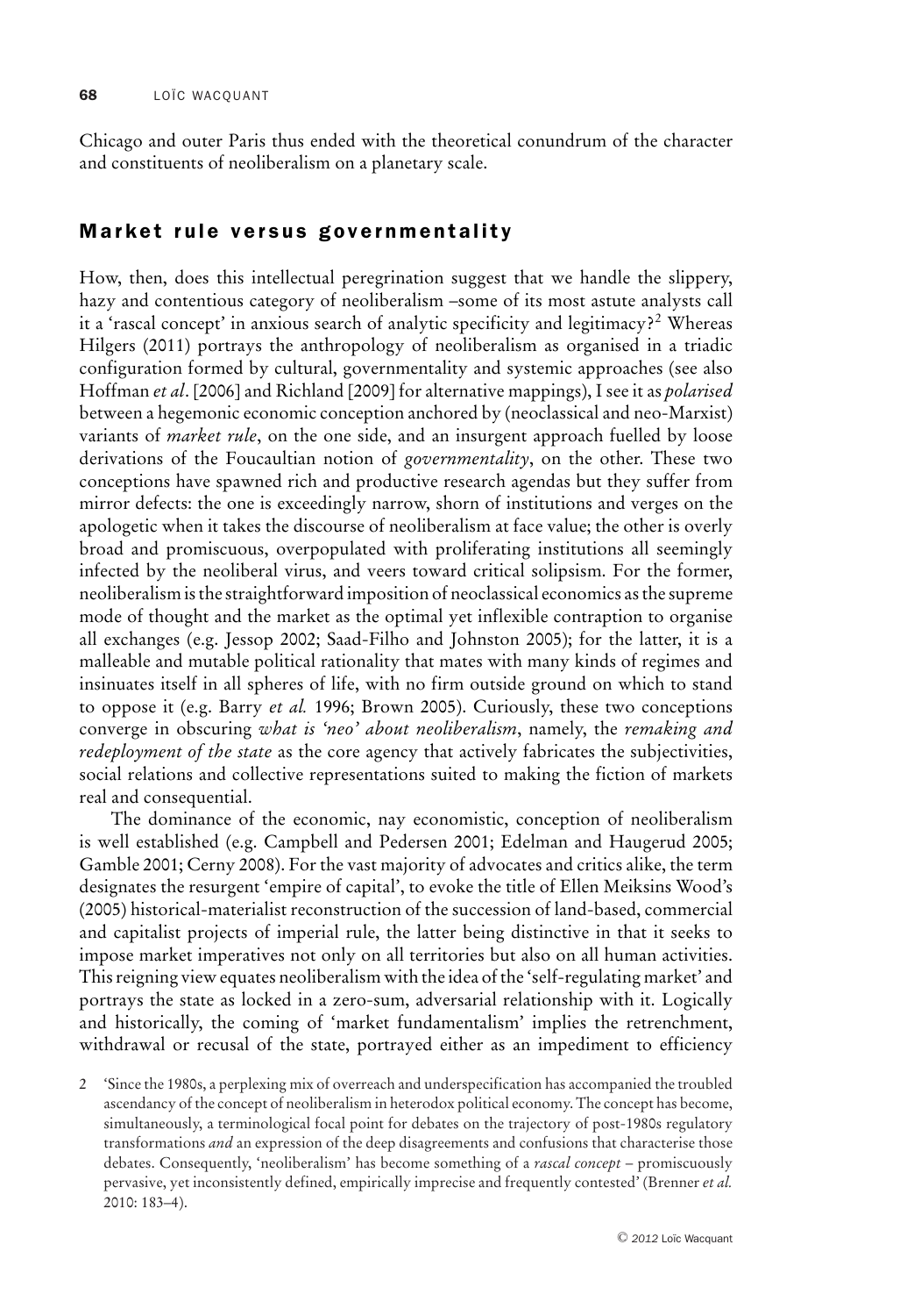Chicago and outer Paris thus ended with the theoretical conundrum of the character and constituents of neoliberalism on a planetary scale.

## Market rule versus governmentality

How, then, does this intellectual peregrination suggest that we handle the slippery, hazy and contentious category of neoliberalism –some of its most astute analysts call it a 'rascal concept' in anxious search of analytic specificity and legitimacy?[2] Whereas Hilgers (2011) portrays the anthropology of neoliberalism as organised in a triadic configuration formed by cultural, governmentality and systemic approaches (see also Hoffman *et al*. [2006] and Richland [2009] for alternative mappings), I see it as *polarised* between a hegemonic economic conception anchored by (neoclassical and neo-Marxist) variants of *market rule*, on the one side, and an insurgent approach fuelled by loose derivations of the Foucaultian notion of *governmentality*, on the other. These two conceptions have spawned rich and productive research agendas but they suffer from mirror defects: the one is exceedingly narrow, shorn of institutions and verges on the apologetic when it takes the discourse of neoliberalism at face value; the other is overly broad and promiscuous, overpopulated with proliferating institutions all seemingly infected by the neoliberal virus, and veers toward critical solipsism. For the former, neoliberalism is the straightforward imposition of neoclassical economics as the supreme mode of thought and the market as the optimal yet inflexible contraption to organise all exchanges (e.g. Jessop 2002; Saad-Filho and Johnston 2005); for the latter, it is a malleable and mutable political rationality that mates with many kinds of regimes and insinuates itself in all spheres of life, with no firm outside ground on which to stand to oppose it (e.g. Barry *et al.* 1996; Brown 2005). Curiously, these two conceptions converge in obscuring *what is 'neo' about neoliberalism*, namely, the *remaking and redeployment of the state* as the core agency that actively fabricates the subjectivities, social relations and collective representations suited to making the fiction of markets real and consequential.

The dominance of the economic, nay economistic, conception of neoliberalism is well established (e.g. Campbell and Pedersen 2001; Edelman and Haugerud 2005; Gamble 2001; Cerny 2008). For the vast majority of advocates and critics alike, the term designates the resurgent 'empire of capital', to evoke the title of Ellen Meiksins Wood's (2005) historical-materialist reconstruction of the succession of land-based, commercial and capitalist projects of imperial rule, the latter being distinctive in that it seeks to impose market imperatives not only on all territories but also on all human activities. This reigning view equates neoliberalism with the idea of the 'self-regulating market' and portrays the state as locked in a zero-sum, adversarial relationship with it. Logically and historically, the coming of 'market fundamentalism' implies the retrenchment, withdrawal or recusal of the state, portrayed either as an impediment to efficiency

2 'Since the 1980s, a perplexing mix of overreach and underspecification has accompanied the troubled ascendancy of the concept of neoliberalism in heterodox political economy. The concept has become, simultaneously, a terminological focal point for debates on the trajectory of post-1980s regulatory transformations *and* an expression of the deep disagreements and confusions that characterise those debates. Consequently, 'neoliberalism' has become something of a *rascal concept* – promiscuously pervasive, yet inconsistently defined, empirically imprecise and frequently contested' (Brenner *et al.* 2010: 183–4).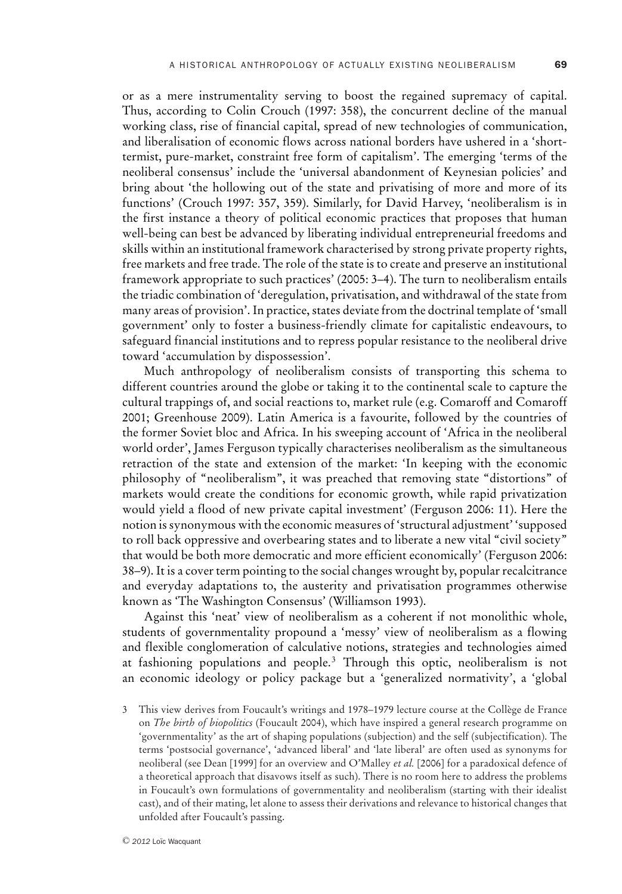or as a mere instrumentality serving to boost the regained supremacy of capital. Thus, according to Colin Crouch (1997: 358), the concurrent decline of the manual working class, rise of financial capital, spread of new technologies of communication, and liberalisation of economic flows across national borders have ushered in a 'short-termist, pure-market, constraint free form of capitalism'. The emerging 'terms of the neoliberal consensus' include the 'universal abandonment of Keynesian policies' and bring about 'the hollowing out of the state and privatising of more and more of its functions' (Crouch 1997: 357, 359). Similarly, for David Harvey, 'neoliberalism is in the first instance a theory of political economic practices that proposes that human well-being can best be advanced by liberating individual entrepreneurial freedoms and skills within an institutional framework characterised by strong private property rights, free markets and free trade. The role of the state is to create and preserve an institutional framework appropriate to such practices' (2005: 3–4). The turn to neoliberalism entails the triadic combination of 'deregulation, privatisation, and withdrawal of the state from many areas of provision'. In practice, states deviate from the doctrinal template of 'small government' only to foster a business-friendly climate for capitalistic endeavours, to safeguard financial institutions and to repress popular resistance to the neoliberal drive toward 'accumulation by dispossession'.

Much anthropology of neoliberalism consists of transporting this schema to different countries around the globe or taking it to the continental scale to capture the cultural trappings of, and social reactions to, market rule (e.g. Comaroff and Comaroff 2001; Greenhouse 2009). Latin America is a favourite, followed by the countries of the former Soviet bloc and Africa. In his sweeping account of 'Africa in the neoliberal world order', James Ferguson typically characterises neoliberalism as the simultaneous retraction of the state and extension of the market: 'In keeping with the economic philosophy of "neoliberalism", it was preached that removing state "distortions" of markets would create the conditions for economic growth, while rapid privatization would yield a flood of new private capital investment' (Ferguson 2006: 11). Here the notion is synonymous with the economic measures of 'structural adjustment' 'supposed to roll back oppressive and overbearing states and to liberate a new vital "civil society" that would be both more democratic and more efficient economically' (Ferguson 2006: 38–9). It is a cover term pointing to the social changes wrought by, popular recalcitrance and everyday adaptations to, the austerity and privatisation programmes otherwise known as 'The Washington Consensus' (Williamson 1993).

Against this 'neat' view of neoliberalism as a coherent if not monolithic whole, students of governmentality propound a 'messy' view of neoliberalism as a flowing and flexible conglomeration of calculative notions, strategies and technologies aimed at fashioning populations and people.[3] Through this optic, neoliberalism is not an economic ideology or policy package but a 'generalized normativity', a 'global

3 This view derives from Foucault's writings and 1978–1979 lecture course at the Collège de France on *The birth of biopolitics* (Foucault 2004), which have inspired a general research programme on 'governmentality' as the art of shaping populations (subjection) and the self (subjectification). The terms 'postsocial governance', 'advanced liberal' and 'late liberal' are often used as synonyms for neoliberal (see Dean [1999] for an overview and O'Malley *et al.* [2006] for a paradoxical defence of a theoretical approach that disavows itself as such). There is no room here to address the problems in Foucault's own formulations of governmentality and neoliberalism (starting with their idealist cast), and of their mating, let alone to assess their derivations and relevance to historical changes that unfolded after Foucault's passing.

© 2012 Loïc Wacquant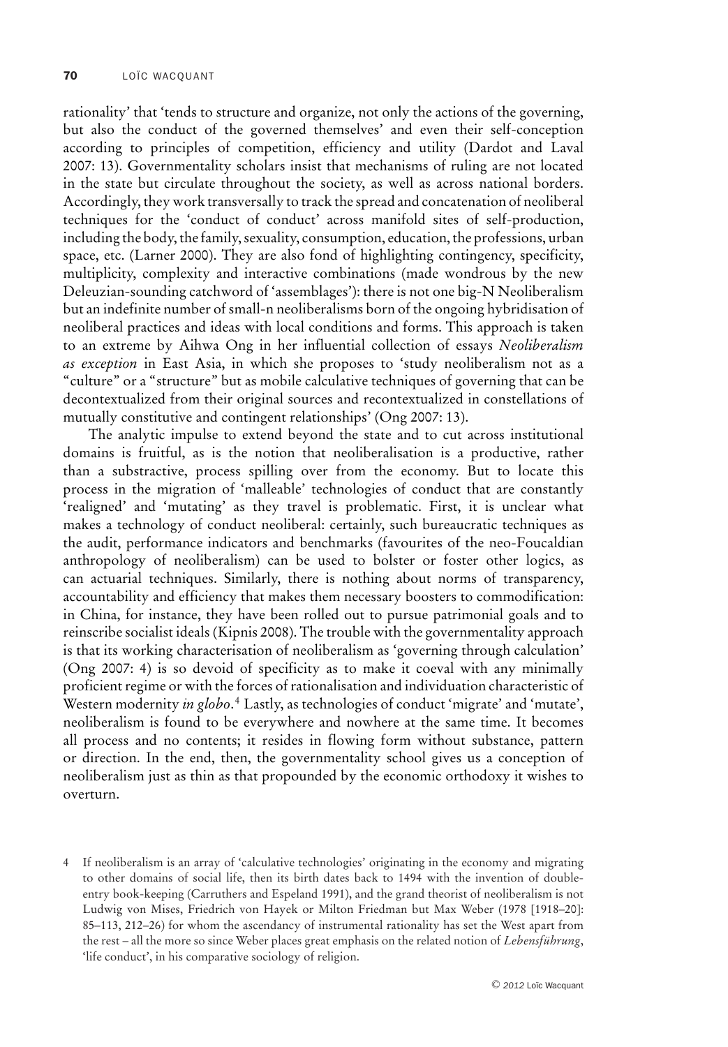rationality' that 'tends to structure and organize, not only the actions of the governing, but also the conduct of the governed themselves' and even their self-conception according to principles of competition, efficiency and utility (Dardot and Laval 2007: 13). Governmentality scholars insist that mechanisms of ruling are not located in the state but circulate throughout the society, as well as across national borders. Accordingly, they work transversally to track the spread and concatenation of neoliberal techniques for the 'conduct of conduct' across manifold sites of self-production, including the body, the family, sexuality, consumption, education, the professions, urban space, etc. (Larner 2000). They are also fond of highlighting contingency, specificity, multiplicity, complexity and interactive combinations (made wondrous by the new Deleuzian-sounding catchword of 'assemblages'): there is not one big-N Neoliberalism but an indefinite number of small-n neoliberalisms born of the ongoing hybridisation of neoliberal practices and ideas with local conditions and forms. This approach is taken to an extreme by Aihwa Ong in her influential collection of essays *Neoliberalism as exception* in East Asia, in which she proposes to 'study neoliberalism not as a "culture" or a "structure" but as mobile calculative techniques of governing that can be decontextualized from their original sources and recontextualized in constellations of mutually constitutive and contingent relationships' (Ong 2007: 13).

The analytic impulse to extend beyond the state and to cut across institutional domains is fruitful, as is the notion that neoliberalisation is a productive, rather than a substractive, process spilling over from the economy. But to locate this process in the migration of 'malleable' technologies of conduct that are constantly 'realigned' and 'mutating' as they travel is problematic. First, it is unclear what makes a technology of conduct neoliberal: certainly, such bureaucratic techniques as the audit, performance indicators and benchmarks (favourites of the neo-Foucaldian anthropology of neoliberalism) can be used to bolster or foster other logics, as can actuarial techniques. Similarly, there is nothing about norms of transparency, accountability and efficiency that makes them necessary boosters to commodification: in China, for instance, they have been rolled out to pursue patrimonial goals and to reinscribe socialist ideals (Kipnis 2008). The trouble with the governmentality approach is that its working characterisation of neoliberalism as 'governing through calculation' (Ong 2007: 4) is so devoid of specificity as to make it coeval with any minimally proficient regime or with the forces of rationalisation and individuation characteristic of Western modernity *in globo*.[4] Lastly, as technologies of conduct 'migrate' and 'mutate', neoliberalism is found to be everywhere and nowhere at the same time. It becomes all process and no contents; it resides in flowing form without substance, pattern or direction. In the end, then, the governmentality school gives us a conception of neoliberalism just as thin as that propounded by the economic orthodoxy it wishes to overturn.

4 If neoliberalism is an array of 'calculative technologies' originating in the economy and migrating to other domains of social life, then its birth dates back to 1494 with the invention of double-entry book-keeping (Carruthers and Espeland 1991), and the grand theorist of neoliberalism is not Ludwig von Mises, Friedrich von Hayek or Milton Friedman but Max Weber (1978 [1918–20]: 85–113, 212–26) for whom the ascendancy of instrumental rationality has set the West apart from the rest – all the more so since Weber places great emphasis on the related notion of *Lebensführung*, 'life conduct', in his comparative sociology of religion.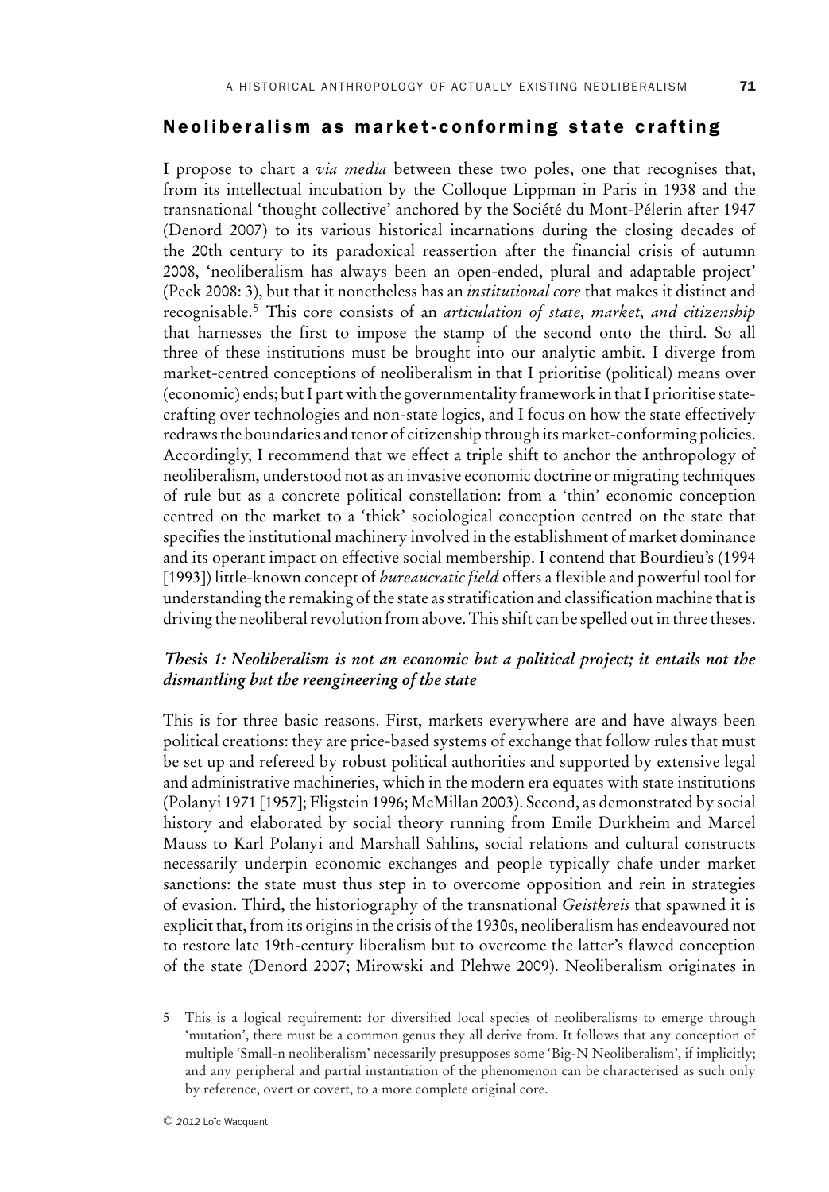## Neoliberalism as market-conforming state crafting

I propose to chart a *via media* between these two poles, one that recognises that, from its intellectual incubation by the Colloque Lippman in Paris in 1938 and the transnational 'thought collective' anchored by the Société du Mont-Pélerin after 1947 (Denord 2007) to its various historical incarnations during the closing decades of the 20th century to its paradoxical reassertion after the financial crisis of autumn 2008, 'neoliberalism has always been an open-ended, plural and adaptable project' (Peck 2008: 3), but that it nonetheless has an *institutional core* that makes it distinct and recognisable.[5] This core consists of an *articulation of state, market, and citizenship* that harnesses the first to impose the stamp of the second onto the third. So all three of these institutions must be brought into our analytic ambit. I diverge from market-centred conceptions of neoliberalism in that I prioritise (political) means over (economic) ends; but I part with the governmentality framework in that I prioritise state-crafting over technologies and non-state logics, and I focus on how the state effectively redraws the boundaries and tenor of citizenship through its market-conforming policies. Accordingly, I recommend that we effect a triple shift to anchor the anthropology of neoliberalism, understood not as an invasive economic doctrine or migrating techniques of rule but as a concrete political constellation: from a 'thin' economic conception centred on the market to a 'thick' sociological conception centred on the state that specifies the institutional machinery involved in the establishment of market dominance and its operant impact on effective social membership. I contend that Bourdieu's (1994 [1993]) little-known concept of *bureaucratic field* offers a flexible and powerful tool for understanding the remaking of the state as stratification and classification machine that is driving the neoliberal revolution from above. This shift can be spelled out in three theses.

### *Thesis 1: Neoliberalism is not an economic but a political project; it entails not the dismantling but the reengineering of the state*

This is for three basic reasons. First, markets everywhere are and have always been political creations: they are price-based systems of exchange that follow rules that must be set up and refereed by robust political authorities and supported by extensive legal and administrative machineries, which in the modern era equates with state institutions (Polanyi 1971 [1957]; Fligstein 1996; McMillan 2003). Second, as demonstrated by social history and elaborated by social theory running from Emile Durkheim and Marcel Mauss to Karl Polanyi and Marshall Sahlins, social relations and cultural constructs necessarily underpin economic exchanges and people typically chafe under market sanctions: the state must thus step in to overcome opposition and rein in strategies of evasion. Third, the historiography of the transnational *Geistkreis* that spawned it is explicit that, from its origins in the crisis of the 1930s, neoliberalism has endeavoured not to restore late 19th-century liberalism but to overcome the latter's flawed conception of the state (Denord 2007; Mirowski and Plehwe 2009). Neoliberalism originates in

5 This is a logical requirement: for diversified local species of neoliberalisms to emerge through 'mutation', there must be a common genus they all derive from. It follows that any conception of multiple 'Small-n neoliberalism' necessarily presupposes some 'Big-N Neoliberalism', if implicitly; and any peripheral and partial instantiation of the phenomenon can be characterised as such only by reference, overt or covert, to a more complete original core.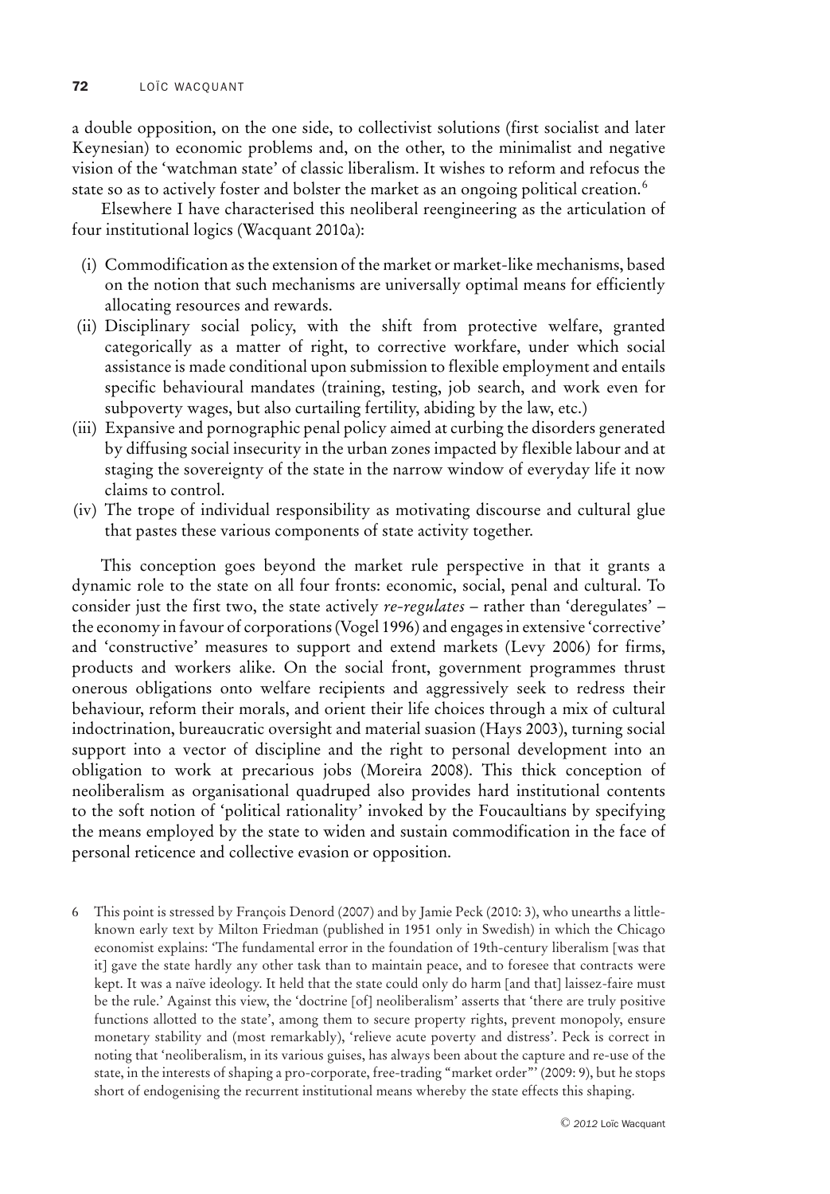a double opposition, on the one side, to collectivist solutions (first socialist and later Keynesian) to economic problems and, on the other, to the minimalist and negative vision of the 'watchman state' of classic liberalism. It wishes to reform and refocus the state so as to actively foster and bolster the market as an ongoing political creation.[6]

Elsewhere I have characterised this neoliberal reengineering as the articulation of four institutional logics (Wacquant 2010a):

(i) Commodification as the extension of the market or market-like mechanisms, based on the notion that such mechanisms are universally optimal means for efficiently allocating resources and rewards.

(ii) Disciplinary social policy, with the shift from protective welfare, granted categorically as a matter of right, to corrective workfare, under which social assistance is made conditional upon submission to flexible employment and entails specific behavioural mandates (training, testing, job search, and work even for subpoverty wages, but also curtailing fertility, abiding by the law, etc.)

(iii) Expansive and pornographic penal policy aimed at curbing the disorders generated by diffusing social insecurity in the urban zones impacted by flexible labour and at staging the sovereignty of the state in the narrow window of everyday life it now claims to control.

(iv) The trope of individual responsibility as motivating discourse and cultural glue that pastes these various components of state activity together.

This conception goes beyond the market rule perspective in that it grants a dynamic role to the state on all four fronts: economic, social, penal and cultural. To consider just the first two, the state actively *re-regulates* – rather than 'deregulates' – the economy in favour of corporations (Vogel 1996) and engages in extensive 'corrective' and 'constructive' measures to support and extend markets (Levy 2006) for firms, products and workers alike. On the social front, government programmes thrust onerous obligations onto welfare recipients and aggressively seek to redress their behaviour, reform their morals, and orient their life choices through a mix of cultural indoctrination, bureaucratic oversight and material suasion (Hays 2003), turning social support into a vector of discipline and the right to personal development into an obligation to work at precarious jobs (Moreira 2008). This thick conception of neoliberalism as organisational quadruped also provides hard institutional contents to the soft notion of 'political rationality' invoked by the Foucaultians by specifying the means employed by the state to widen and sustain commodification in the face of personal reticence and collective evasion or opposition.

6 This point is stressed by François Denord (2007) and by Jamie Peck (2010: 3), who unearths a little-known early text by Milton Friedman (published in 1951 only in Swedish) in which the Chicago economist explains: 'The fundamental error in the foundation of 19th-century liberalism [was that it] gave the state hardly any other task than to maintain peace, and to foresee that contracts were kept. It was a naïve ideology. It held that the state could only do harm [and that] laissez-faire must be the rule.' Against this view, the 'doctrine [of] neoliberalism' asserts that 'there are truly positive functions allotted to the state', among them to secure property rights, prevent monopoly, ensure monetary stability and (most remarkably), 'relieve acute poverty and distress'. Peck is correct in noting that 'neoliberalism, in its various guises, has always been about the capture and re-use of the state, in the interests of shaping a pro-corporate, free-trading "market order"' (2009: 9), but he stops short of endogenising the recurrent institutional means whereby the state effects this shaping.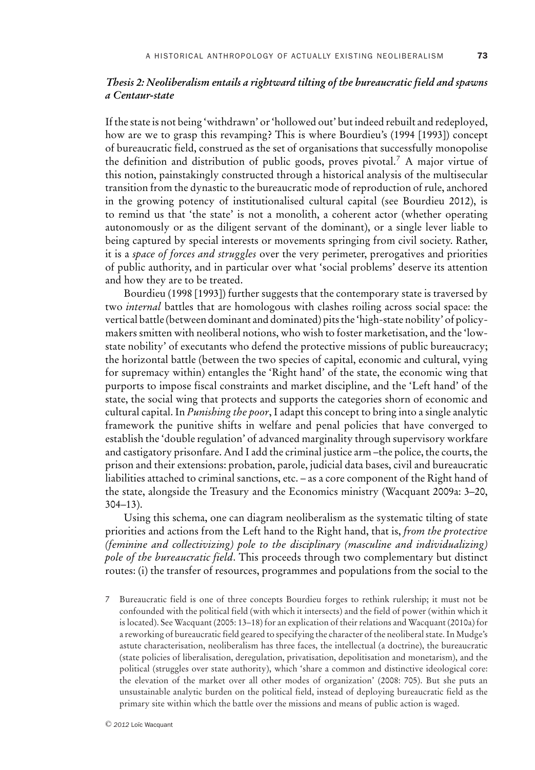### *Thesis 2: Neoliberalism entails a rightward tilting of the bureaucratic field and spawns a Centaur-state*

If the state is not being 'withdrawn' or 'hollowed out' but indeed rebuilt and redeployed, how are we to grasp this revamping? This is where Bourdieu's (1994 [1993]) concept of bureaucratic field, construed as the set of organisations that successfully monopolise the definition and distribution of public goods, proves pivotal.[7] A major virtue of this notion, painstakingly constructed through a historical analysis of the multisecular transition from the dynastic to the bureaucratic mode of reproduction of rule, anchored in the growing potency of institutionalised cultural capital (see Bourdieu 2012), is to remind us that 'the state' is not a monolith, a coherent actor (whether operating autonomously or as the diligent servant of the dominant), or a single lever liable to being captured by special interests or movements springing from civil society. Rather, it is a *space of forces and struggles* over the very perimeter, prerogatives and priorities of public authority, and in particular over what 'social problems' deserve its attention and how they are to be treated.

Bourdieu (1998 [1993]) further suggests that the contemporary state is traversed by two *internal* battles that are homologous with clashes roiling across social space: the vertical battle (between dominant and dominated) pits the 'high-state nobility' of policy-makers smitten with neoliberal notions, who wish to foster marketisation, and the 'low-state nobility' of executants who defend the protective missions of public bureaucracy; the horizontal battle (between the two species of capital, economic and cultural, vying for supremacy within) entangles the 'Right hand' of the state, the economic wing that purports to impose fiscal constraints and market discipline, and the 'Left hand' of the state, the social wing that protects and supports the categories shorn of economic and cultural capital. In *Punishing the poor*, I adapt this concept to bring into a single analytic framework the punitive shifts in welfare and penal policies that have converged to establish the 'double regulation' of advanced marginality through supervisory workfare and castigatory prisonfare. And I add the criminal justice arm –the police, the courts, the prison and their extensions: probation, parole, judicial data bases, civil and bureaucratic liabilities attached to criminal sanctions, etc. – as a core component of the Right hand of the state, alongside the Treasury and the Economics ministry (Wacquant 2009a: 3–20, 304–13).

Using this schema, one can diagram neoliberalism as the systematic tilting of state priorities and actions from the Left hand to the Right hand, that is, *from the protective (feminine and collectivizing) pole to the disciplinary (masculine and individualizing) pole of the bureaucratic field*. This proceeds through two complementary but distinct routes: (i) the transfer of resources, programmes and populations from the social to the

7 Bureaucratic field is one of three concepts Bourdieu forges to rethink rulership; it must not be confounded with the political field (with which it intersects) and the field of power (within which it is located). See Wacquant (2005: 13–18) for an explication of their relations and Wacquant (2010a) for a reworking of bureaucratic field geared to specifying the character of the neoliberal state. In Mudge's astute characterisation, neoliberalism has three faces, the intellectual (a doctrine), the bureaucratic (state policies of liberalisation, deregulation, privatisation, depolitisation and monetarism), and the political (struggles over state authority), which 'share a common and distinctive ideological core: the elevation of the market over all other modes of organization' (2008: 705). But she puts an unsustainable analytic burden on the political field, instead of deploying bureaucratic field as the primary site within which the battle over the missions and means of public action is waged.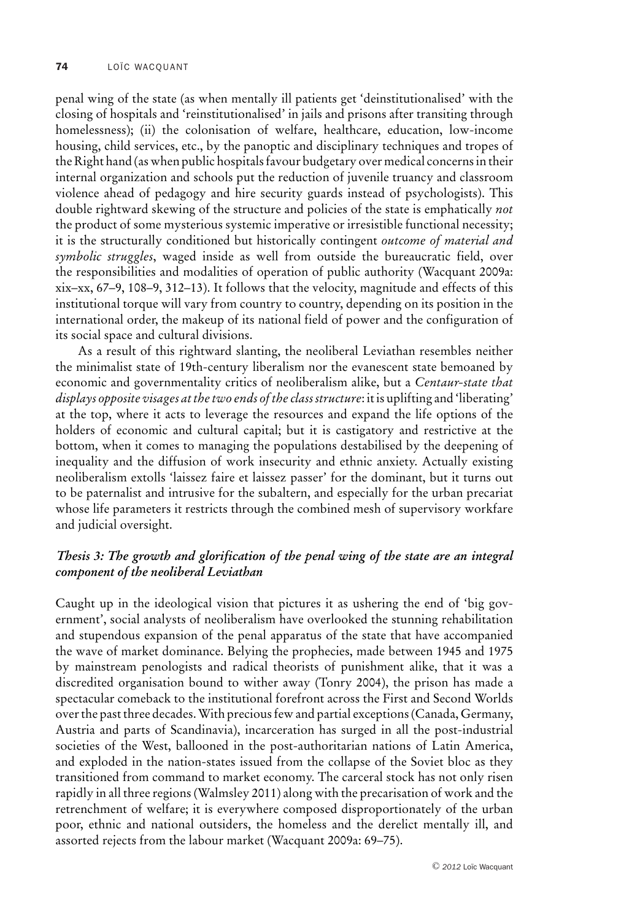penal wing of the state (as when mentally ill patients get 'deinstitutionalised' with the closing of hospitals and 'reinstitutionalised' in jails and prisons after transiting through homelessness); (ii) the colonisation of welfare, healthcare, education, low-income housing, child services, etc., by the panoptic and disciplinary techniques and tropes of the Right hand (as when public hospitals favour budgetary over medical concerns in their internal organization and schools put the reduction of juvenile truancy and classroom violence ahead of pedagogy and hire security guards instead of psychologists). This double rightward skewing of the structure and policies of the state is emphatically *not* the product of some mysterious systemic imperative or irresistible functional necessity; it is the structurally conditioned but historically contingent *outcome of material and symbolic struggles*, waged inside as well from outside the bureaucratic field, over the responsibilities and modalities of operation of public authority (Wacquant 2009a: xix–xx, 67–9, 108–9, 312–13). It follows that the velocity, magnitude and effects of this institutional torque will vary from country to country, depending on its position in the international order, the makeup of its national field of power and the configuration of its social space and cultural divisions.

As a result of this rightward slanting, the neoliberal Leviathan resembles neither the minimalist state of 19th-century liberalism nor the evanescent state bemoaned by economic and governmentality critics of neoliberalism alike, but a *Centaur-state that displays opposite visages at the two ends of the class structure*: it is uplifting and 'liberating' at the top, where it acts to leverage the resources and expand the life options of the holders of economic and cultural capital; but it is castigatory and restrictive at the bottom, when it comes to managing the populations destabilised by the deepening of inequality and the diffusion of work insecurity and ethnic anxiety. Actually existing neoliberalism extolls 'laissez faire et laissez passer' for the dominant, but it turns out to be paternalist and intrusive for the subaltern, and especially for the urban precariat whose life parameters it restricts through the combined mesh of supervisory workfare and judicial oversight.

### *Thesis 3: The growth and glorification of the penal wing of the state are an integral component of the neoliberal Leviathan*

Caught up in the ideological vision that pictures it as ushering the end of 'big government', social analysts of neoliberalism have overlooked the stunning rehabilitation and stupendous expansion of the penal apparatus of the state that have accompanied the wave of market dominance. Belying the prophecies, made between 1945 and 1975 by mainstream penologists and radical theorists of punishment alike, that it was a discredited organisation bound to wither away (Tonry 2004), the prison has made a spectacular comeback to the institutional forefront across the First and Second Worlds over the past three decades. With precious few and partial exceptions (Canada, Germany, Austria and parts of Scandinavia), incarceration has surged in all the post-industrial societies of the West, ballooned in the post-authoritarian nations of Latin America, and exploded in the nation-states issued from the collapse of the Soviet bloc as they transitioned from command to market economy. The carceral stock has not only risen rapidly in all three regions (Walmsley 2011) along with the precarisation of work and the retrenchment of welfare; it is everywhere composed disproportionately of the urban poor, ethnic and national outsiders, the homeless and the derelict mentally ill, and assorted rejects from the labour market (Wacquant 2009a: 69–75).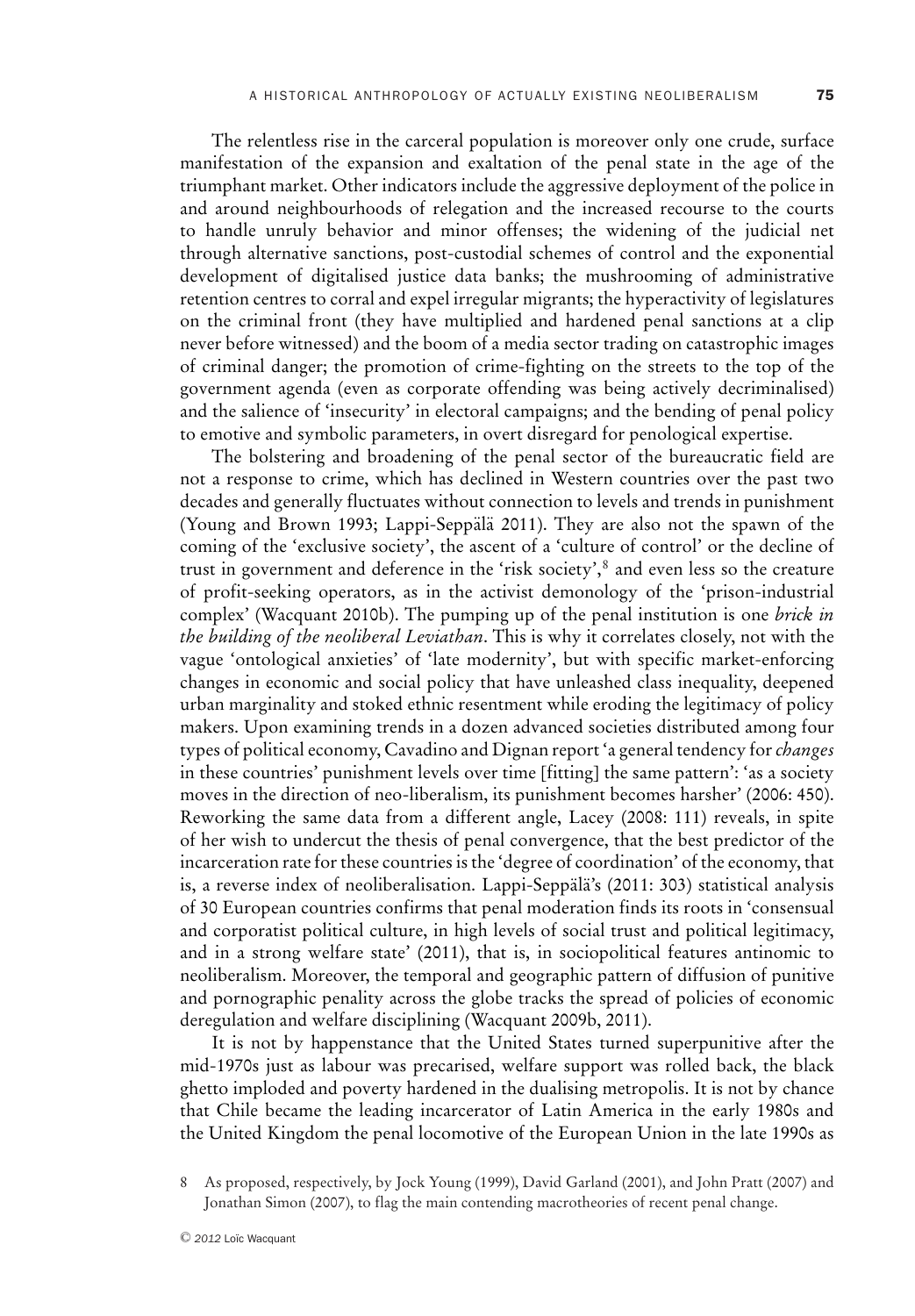The relentless rise in the carceral population is moreover only one crude, surface manifestation of the expansion and exaltation of the penal state in the age of the triumphant market. Other indicators include the aggressive deployment of the police in and around neighbourhoods of relegation and the increased recourse to the courts to handle unruly behavior and minor offenses; the widening of the judicial net through alternative sanctions, post-custodial schemes of control and the exponential development of digitalised justice data banks; the mushrooming of administrative retention centres to corral and expel irregular migrants; the hyperactivity of legislatures on the criminal front (they have multiplied and hardened penal sanctions at a clip never before witnessed) and the boom of a media sector trading on catastrophic images of criminal danger; the promotion of crime-fighting on the streets to the top of the government agenda (even as corporate offending was being actively decriminalised) and the salience of 'insecurity' in electoral campaigns; and the bending of penal policy to emotive and symbolic parameters, in overt disregard for penological expertise.

The bolstering and broadening of the penal sector of the bureaucratic field are not a response to crime, which has declined in Western countries over the past two decades and generally fluctuates without connection to levels and trends in punishment (Young and Brown 1993; Lappi-Seppälä 2011). They are also not the spawn of the coming of the 'exclusive society', the ascent of a 'culture of control' or the decline of trust in government and deference in the 'risk society',[8] and even less so the creature of profit-seeking operators, as in the activist demonology of the 'prison-industrial complex' (Wacquant 2010b). The pumping up of the penal institution is one *brick in the building of the neoliberal Leviathan*. This is why it correlates closely, not with the vague 'ontological anxieties' of 'late modernity', but with specific market-enforcing changes in economic and social policy that have unleashed class inequality, deepened urban marginality and stoked ethnic resentment while eroding the legitimacy of policy makers. Upon examining trends in a dozen advanced societies distributed among four types of political economy, Cavadino and Dignan report 'a general tendency for *changes* in these countries' punishment levels over time [fitting] the same pattern': 'as a society moves in the direction of neo-liberalism, its punishment becomes harsher' (2006: 450). Reworking the same data from a different angle, Lacey (2008: 111) reveals, in spite of her wish to undercut the thesis of penal convergence, that the best predictor of the incarceration rate for these countries is the 'degree of coordination' of the economy, that is, a reverse index of neoliberalisation. Lappi-Seppälä's (2011: 303) statistical analysis of 30 European countries confirms that penal moderation finds its roots in 'consensual and corporatist political culture, in high levels of social trust and political legitimacy, and in a strong welfare state' (2011), that is, in sociopolitical features antinomic to neoliberalism. Moreover, the temporal and geographic pattern of diffusion of punitive and pornographic penality across the globe tracks the spread of policies of economic deregulation and welfare disciplining (Wacquant 2009b, 2011).

It is not by happenstance that the United States turned superpunitive after the mid-1970s just as labour was precarised, welfare support was rolled back, the black ghetto imploded and poverty hardened in the dualising metropolis. It is not by chance that Chile became the leading incarcerator of Latin America in the early 1980s and the United Kingdom the penal locomotive of the European Union in the late 1990s as

8 As proposed, respectively, by Jock Young (1999), David Garland (2001), and John Pratt (2007) and Jonathan Simon (2007), to flag the main contending macrotheories of recent penal change.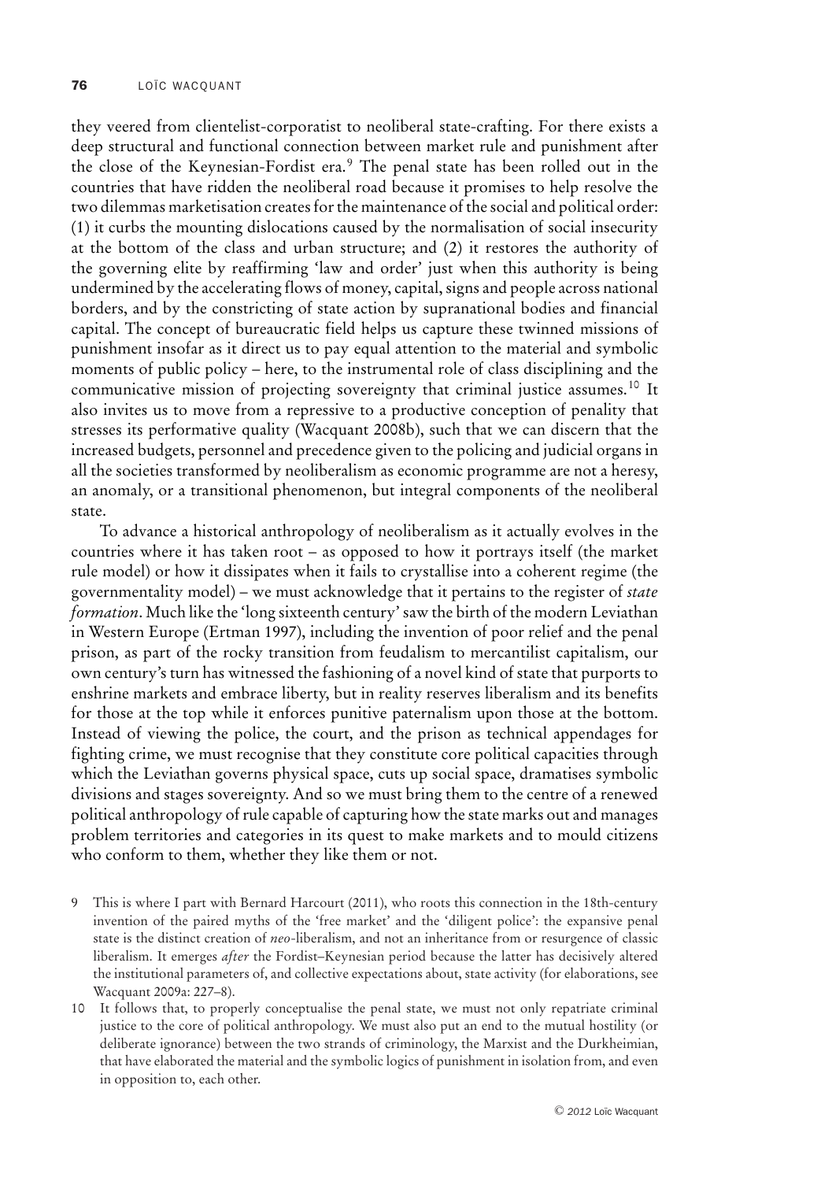they veered from clientelist-corporatist to neoliberal state-crafting. For there exists a deep structural and functional connection between market rule and punishment after the close of the Keynesian-Fordist era.[9] The penal state has been rolled out in the countries that have ridden the neoliberal road because it promises to help resolve the two dilemmas marketisation creates for the maintenance of the social and political order: (1) it curbs the mounting dislocations caused by the normalisation of social insecurity at the bottom of the class and urban structure; and (2) it restores the authority of the governing elite by reaffirming 'law and order' just when this authority is being undermined by the accelerating flows of money, capital, signs and people across national borders, and by the constricting of state action by supranational bodies and financial capital. The concept of bureaucratic field helps us capture these twinned missions of punishment insofar as it direct us to pay equal attention to the material and symbolic moments of public policy – here, to the instrumental role of class disciplining and the communicative mission of projecting sovereignty that criminal justice assumes.[10] It also invites us to move from a repressive to a productive conception of penality that stresses its performative quality (Wacquant 2008b), such that we can discern that the increased budgets, personnel and precedence given to the policing and judicial organs in all the societies transformed by neoliberalism as economic programme are not a heresy, an anomaly, or a transitional phenomenon, but integral components of the neoliberal state.

To advance a historical anthropology of neoliberalism as it actually evolves in the countries where it has taken root – as opposed to how it portrays itself (the market rule model) or how it dissipates when it fails to crystallise into a coherent regime (the governmentality model) – we must acknowledge that it pertains to the register of *state formation*. Much like the 'long sixteenth century' saw the birth of the modern Leviathan in Western Europe (Ertman 1997), including the invention of poor relief and the penal prison, as part of the rocky transition from feudalism to mercantilist capitalism, our own century's turn has witnessed the fashioning of a novel kind of state that purports to enshrine markets and embrace liberty, but in reality reserves liberalism and its benefits for those at the top while it enforces punitive paternalism upon those at the bottom. Instead of viewing the police, the court, and the prison as technical appendages for fighting crime, we must recognise that they constitute core political capacities through which the Leviathan governs physical space, cuts up social space, dramatises symbolic divisions and stages sovereignty. And so we must bring them to the centre of a renewed political anthropology of rule capable of capturing how the state marks out and manages problem territories and categories in its quest to make markets and to mould citizens who conform to them, whether they like them or not.

9 This is where I part with Bernard Harcourt (2011), who roots this connection in the 18th-century invention of the paired myths of the 'free market' and the 'diligent police': the expansive penal state is the distinct creation of *neo*-liberalism, and not an inheritance from or resurgence of classic liberalism. It emerges *after* the Fordist–Keynesian period because the latter has decisively altered the institutional parameters of, and collective expectations about, state activity (for elaborations, see Wacquant 2009a: 227–8).

10 It follows that, to properly conceptualise the penal state, we must not only repatriate criminal justice to the core of political anthropology. We must also put an end to the mutual hostility (or deliberate ignorance) between the two strands of criminology, the Marxist and the Durkheimian, that have elaborated the material and the symbolic logics of punishment in isolation from, and even in opposition to, each other.

© 2012 Loïc Wacquant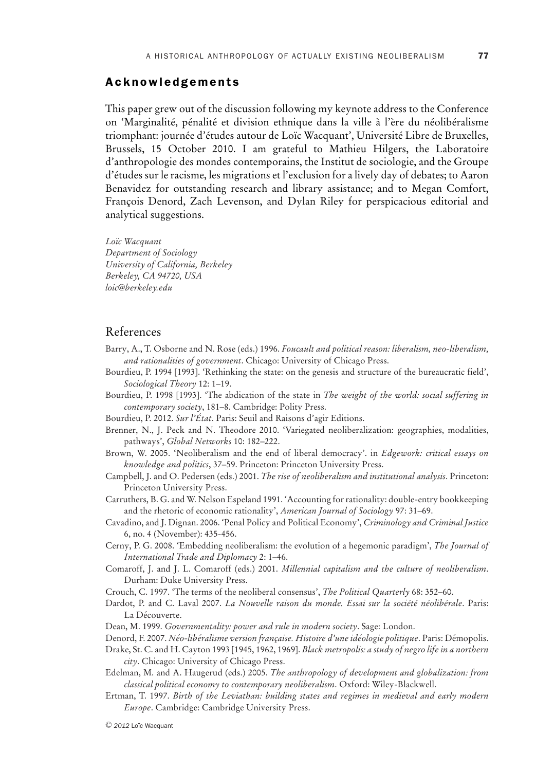## Acknowledgements

This paper grew out of the discussion following my keynote address to the Conference on 'Marginalité, pénalité et division ethnique dans la ville à l'ère du néolibéralisme triomphant: journée d'études autour de Loïc Wacquant', Université Libre de Bruxelles, Brussels, 15 October 2010. I am grateful to Mathieu Hilgers, the Laboratoire d'anthropologie des mondes contemporains, the Institut de sociologie, and the Groupe d'études sur le racisme, les migrations et l'exclusion for a lively day of debates; to Aaron Benavidez for outstanding research and library assistance; and to Megan Comfort, François Denord, Zach Levenson, and Dylan Riley for perspicacious editorial and analytical suggestions.

*Loïc Wacquant*
*Department of Sociology*
*University of California, Berkeley*
*Berkeley, CA 94720, USA*
*loic@berkeley.edu*

## References

Barry, A., T. Osborne and N. Rose (eds.) 1996. *Foucault and political reason: liberalism, neo-liberalism, and rationalities of government*. Chicago: University of Chicago Press.

Bourdieu, P. 1994 [1993]. 'Rethinking the state: on the genesis and structure of the bureaucratic field', *Sociological Theory* 12: 1–19.

Bourdieu, P. 1998 [1993]. 'The abdication of the state in *The weight of the world: social suffering in contemporary society*, 181–8. Cambridge: Polity Press.

Bourdieu, P. 2012. *Sur l'État*. Paris: Seuil and Raisons d'agir Editions.

Brenner, N., J. Peck and N. Theodore 2010. 'Variegated neoliberalization: geographies, modalities, pathways', *Global Networks* 10: 182–222.

Brown, W. 2005. 'Neoliberalism and the end of liberal democracy'. in *Edgework: critical essays on knowledge and politics*, 37–59. Princeton: Princeton University Press.

Campbell, J. and O. Pedersen (eds.) 2001. *The rise of neoliberalism and institutional analysis*. Princeton: Princeton University Press.

Carruthers, B. G. and W. Nelson Espeland 1991. 'Accounting for rationality: double-entry bookkeeping and the rhetoric of economic rationality', *American Journal of Sociology* 97: 31–69.

Cavadino, and J. Dignan. 2006. 'Penal Policy and Political Economy', *Criminology and Criminal Justice* 6, no. 4 (November): 435-456.

Cerny, P. G. 2008. 'Embedding neoliberalism: the evolution of a hegemonic paradigm', *The Journal of International Trade and Diplomacy* 2: 1–46.

Comaroff, J. and J. L. Comaroff (eds.) 2001. *Millennial capitalism and the culture of neoliberalism*. Durham: Duke University Press.

Crouch, C. 1997. 'The terms of the neoliberal consensus', *The Political Quarterly* 68: 352–60.

Dardot, P. and C. Laval 2007. *La Nouvelle raison du monde. Essai sur la société néolibérale*. Paris: La Découverte.

Dean, M. 1999. *Governmentality: power and rule in modern society*. Sage: London.

Denord, F. 2007. *Néo-libéralisme version française. Histoire d'une idéologie politique*. Paris: Démopolis.

Drake, St. C. and H. Cayton 1993 [1945, 1962, 1969]. *Black metropolis: a study of negro life in a northern city*. Chicago: University of Chicago Press.

Edelman, M. and A. Haugerud (eds.) 2005. *The anthropology of development and globalization: from classical political economy to contemporary neoliberalism*. Oxford: Wiley-Blackwell.

Ertman, T. 1997. *Birth of the Leviathan: building states and regimes in medieval and early modern Europe*. Cambridge: Cambridge University Press.

© 2012 Loïc Wacquant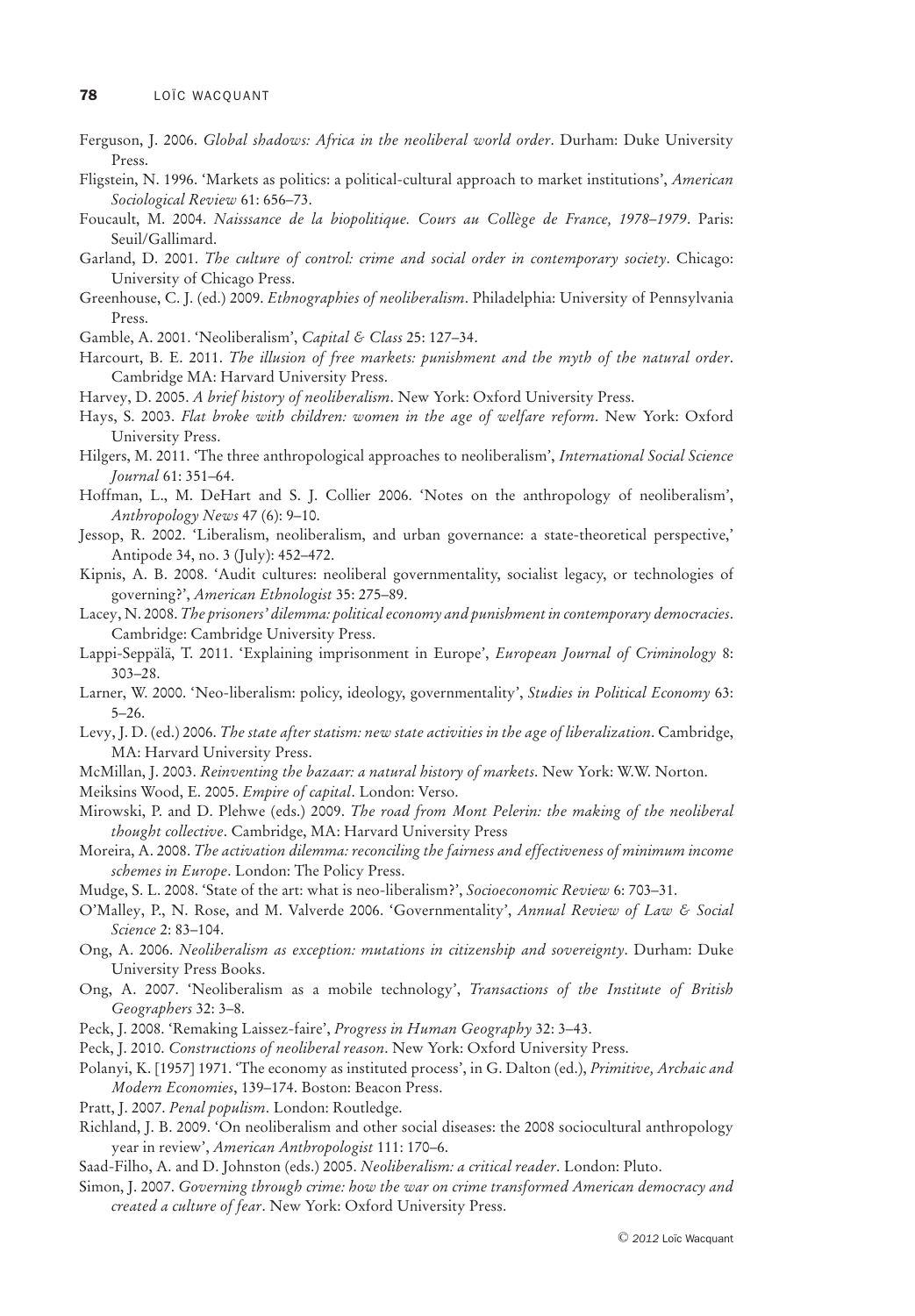Ferguson, J. 2006. *Global shadows: Africa in the neoliberal world order*. Durham: Duke University Press.

Fligstein, N. 1996. 'Markets as politics: a political-cultural approach to market institutions', *American Sociological Review* 61: 656–73.

Foucault, M. 2004. *Naisssance de la biopolitique. Cours au Collège de France, 1978–1979*. Paris: Seuil/Gallimard.

Garland, D. 2001. *The culture of control: crime and social order in contemporary society*. Chicago: University of Chicago Press.

Greenhouse, C. J. (ed.) 2009. *Ethnographies of neoliberalism*. Philadelphia: University of Pennsylvania Press.

Gamble, A. 2001. 'Neoliberalism', *Capital & Class* 25: 127–34.

Harcourt, B. E. 2011. *The illusion of free markets: punishment and the myth of the natural order*. Cambridge MA: Harvard University Press.

Harvey, D. 2005. *A brief history of neoliberalism*. New York: Oxford University Press.

Hays, S. 2003. *Flat broke with children: women in the age of welfare reform*. New York: Oxford University Press.

Hilgers, M. 2011. 'The three anthropological approaches to neoliberalism', *International Social Science Journal* 61: 351–64.

Hoffman, L., M. DeHart and S. J. Collier 2006. 'Notes on the anthropology of neoliberalism', *Anthropology News* 47 (6): 9–10.

Jessop, R. 2002. 'Liberalism, neoliberalism, and urban governance: a state-theoretical perspective,' Antipode 34, no. 3 (July): 452–472.

Kipnis, A. B. 2008. 'Audit cultures: neoliberal governmentality, socialist legacy, or technologies of governing?', *American Ethnologist* 35: 275–89.

Lacey, N. 2008. *The prisoners' dilemma: political economy and punishment in contemporary democracies*. Cambridge: Cambridge University Press.

Lappi-Seppälä, T. 2011. 'Explaining imprisonment in Europe', *European Journal of Criminology* 8: 303–28.

Larner, W. 2000. 'Neo-liberalism: policy, ideology, governmentality', *Studies in Political Economy* 63: 5–26.

Levy, J. D. (ed.) 2006. *The state after statism: new state activities in the age of liberalization*. Cambridge, MA: Harvard University Press.

McMillan, J. 2003. *Reinventing the bazaar: a natural history of markets*. New York: W.W. Norton.

Meiksins Wood, E. 2005. *Empire of capital*. London: Verso.

Mirowski, P. and D. Plehwe (eds.) 2009. *The road from Mont Pelerin: the making of the neoliberal thought collective*. Cambridge, MA: Harvard University Press

Moreira, A. 2008. *The activation dilemma: reconciling the fairness and effectiveness of minimum income schemes in Europe*. London: The Policy Press.

Mudge, S. L. 2008. 'State of the art: what is neo-liberalism?', *Socioeconomic Review* 6: 703–31.

O'Malley, P., N. Rose, and M. Valverde 2006. 'Governmentality', *Annual Review of Law & Social Science* 2: 83–104.

Ong, A. 2006. *Neoliberalism as exception: mutations in citizenship and sovereignty*. Durham: Duke University Press Books.

Ong, A. 2007. 'Neoliberalism as a mobile technology', *Transactions of the Institute of British Geographers* 32: 3–8.

Peck, J. 2008. 'Remaking Laissez-faire', *Progress in Human Geography* 32: 3–43.

Peck, J. 2010. *Constructions of neoliberal reason*. New York: Oxford University Press.

Polanyi, K. [1957] 1971. 'The economy as instituted process', in G. Dalton (ed.), *Primitive, Archaic and Modern Economies*, 139–174. Boston: Beacon Press.

Pratt, J. 2007. *Penal populism*. London: Routledge.

Richland, J. B. 2009. 'On neoliberalism and other social diseases: the 2008 sociocultural anthropology year in review', *American Anthropologist* 111: 170–6.

Saad-Filho, A. and D. Johnston (eds.) 2005. *Neoliberalism: a critical reader*. London: Pluto.

Simon, J. 2007. *Governing through crime: how the war on crime transformed American democracy and created a culture of fear*. New York: Oxford University Press.

© 2012 Loïc Wacquant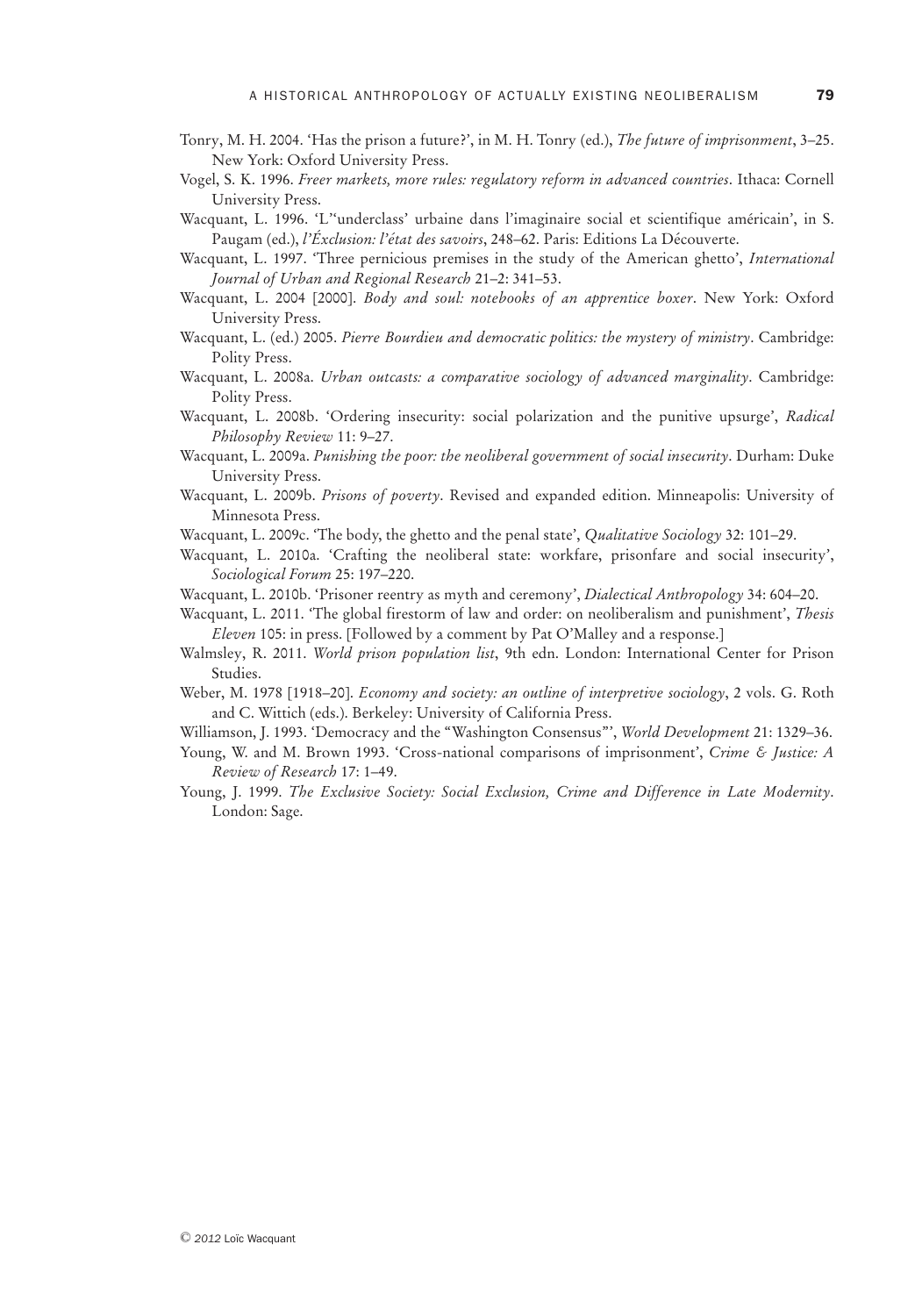Tonry, M. H. 2004. 'Has the prison a future?', in M. H. Tonry (ed.), *The future of imprisonment*, 3–25. New York: Oxford University Press.

Vogel, S. K. 1996. *Freer markets, more rules: regulatory reform in advanced countries*. Ithaca: Cornell University Press.

Wacquant, L. 1996. 'L'"underclass' urbaine dans l'imaginaire social et scientifique américain', in S. Paugam (ed.), *l'Éxclusion: l'état des savoirs*, 248–62. Paris: Editions La Découverte.

Wacquant, L. 1997. 'Three pernicious premises in the study of the American ghetto', *International Journal of Urban and Regional Research* 21–2: 341–53.

Wacquant, L. 2004 [2000]. *Body and soul: notebooks of an apprentice boxer*. New York: Oxford University Press.

Wacquant, L. (ed.) 2005. *Pierre Bourdieu and democratic politics: the mystery of ministry*. Cambridge: Polity Press.

Wacquant, L. 2008a. *Urban outcasts: a comparative sociology of advanced marginality*. Cambridge: Polity Press.

Wacquant, L. 2008b. 'Ordering insecurity: social polarization and the punitive upsurge', *Radical Philosophy Review* 11: 9–27.

Wacquant, L. 2009a. *Punishing the poor: the neoliberal government of social insecurity*. Durham: Duke University Press.

Wacquant, L. 2009b. *Prisons of poverty*. Revised and expanded edition. Minneapolis: University of Minnesota Press.

Wacquant, L. 2009c. 'The body, the ghetto and the penal state', *Qualitative Sociology* 32: 101–29.

Wacquant, L. 2010a. 'Crafting the neoliberal state: workfare, prisonfare and social insecurity', *Sociological Forum* 25: 197–220.

Wacquant, L. 2010b. 'Prisoner reentry as myth and ceremony', *Dialectical Anthropology* 34: 604–20.

Wacquant, L. 2011. 'The global firestorm of law and order: on neoliberalism and punishment', *Thesis Eleven* 105: in press. [Followed by a comment by Pat O'Malley and a response.]

Walmsley, R. 2011. *World prison population list*, 9th edn. London: International Center for Prison Studies.

Weber, M. 1978 [1918–20]. *Economy and society: an outline of interpretive sociology*, 2 vols. G. Roth and C. Wittich (eds.). Berkeley: University of California Press.

Williamson, J. 1993. 'Democracy and the "Washington Consensus"', *World Development* 21: 1329–36.

Young, W. and M. Brown 1993. 'Cross-national comparisons of imprisonment', *Crime & Justice: A Review of Research* 17: 1–49.

Young, J. 1999. *The Exclusive Society: Social Exclusion, Crime and Difference in Late Modernity*. London: Sage.

© 2012 Loïc Wacquant